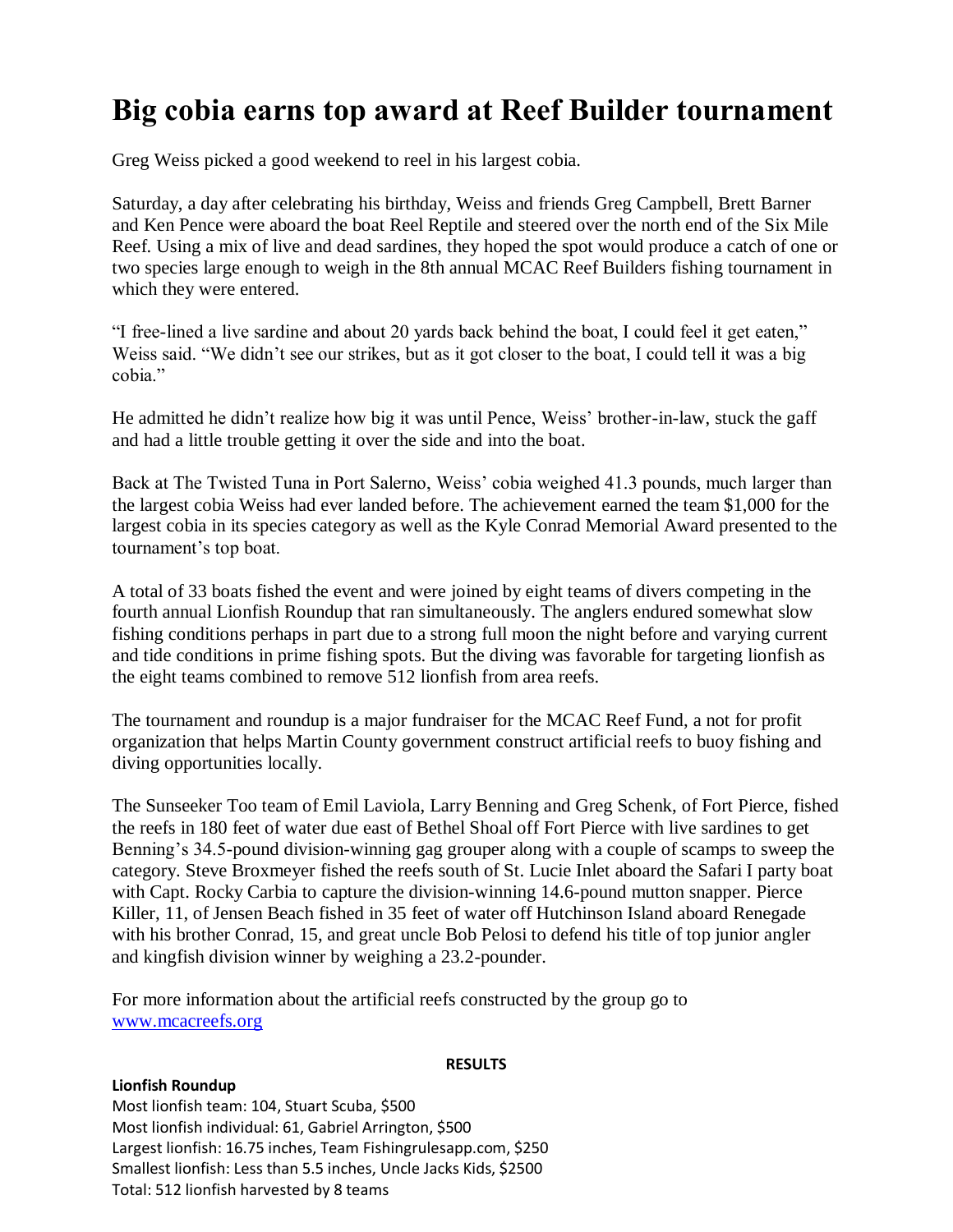# Big cobia earns top award at Reef Builder tournament

Greg Weiss picked a good weekend to reel in his largest cobia.

Saturday, a day after celebrating his birthday, Weiss and friends Greg Campbell, Brett Barner and Ken Pence were aboard the boat Reel Reptile and steered over the north end of the Six Mile Reef. Using a mix of live and dead sardines, they hoped the spot would produce a catch of one or two species large enough to weigh in the 8th annual MCAC Reef Builders fishing tournament in which they were entered.

"I free-lined a live sardine and about 20 yards back behind the boat, I could feel it get eaten," Weiss said. "We didn't see our strikes, but as it got closer to the boat, I could tell it was a big cobia."

He admitted he didn't realize how big it was until Pence, Weiss' brother-in-law, stuck the gaff and had a little trouble getting it over the side and into the boat.

Back at The Twisted Tuna in Port Salerno, Weiss' cobia weighed 41.3 pounds, much larger than the largest cobia Weiss had ever landed before. The achievement earned the team $1,000 for the largest cobia in its species category as well as the Kyle Conrad Memorial Award presented to the tournament's top boat.

A total of 33 boats fished the event and were joined by eight teams of divers competing in the fourth annual Lionfish Roundup that ran simultaneously. The anglers endured somewhat slow fishing conditions perhaps in part due to a strong full moon the night before and varying current and tide conditions in prime fishing spots. But the diving was favorable for targeting lionfish as the eight teams combined to remove 512 lionfish from area reefs.

The tournament and roundup is a major fundraiser for the MCAC Reef Fund, a not for profit organization that helps Martin County government construct artificial reefs to buoy fishing and diving opportunities locally.

The Sunseeker Too team of Emil Laviola, Larry Benning and Greg Schenk, of Fort Pierce, fished the reefs in 180 feet of water due east of Bethel Shoal off Fort Pierce with live sardines to get Benning's 34.5-pound division-winning gag grouper along with a couple of scamps to sweep the category. Steve Broxmeyer fished the reefs south of St. Lucie Inlet aboard the Safari I party boat with Capt. Rocky Carbia to capture the division-winning 14.6-pound mutton snapper. Pierce Killer, 11, of Jensen Beach fished in 35 feet of water off Hutchinson Island aboard Renegade with his brother Conrad, 15, and great uncle Bob Pelosi to defend his title of top junior angler and kingfish division winner by weighing a 23.2-pounder.

For more information about the artificial reefs constructed by the group go to [www.mcacreefs.org](http://www.mcacreefs.org)

**RESULTS**

**Lionfish Roundup**

Most lionfish team: 104, Stuart Scuba, $500
Most lionfish individual: 61, Gabriel Arrington, $500
Largest lionfish: 16.75 inches, Team Fishingrulesapp.com, $250
Smallest lionfish: Less than 5.5 inches, Uncle Jacks Kids, $2500
Total: 512 lionfish harvested by 8 teams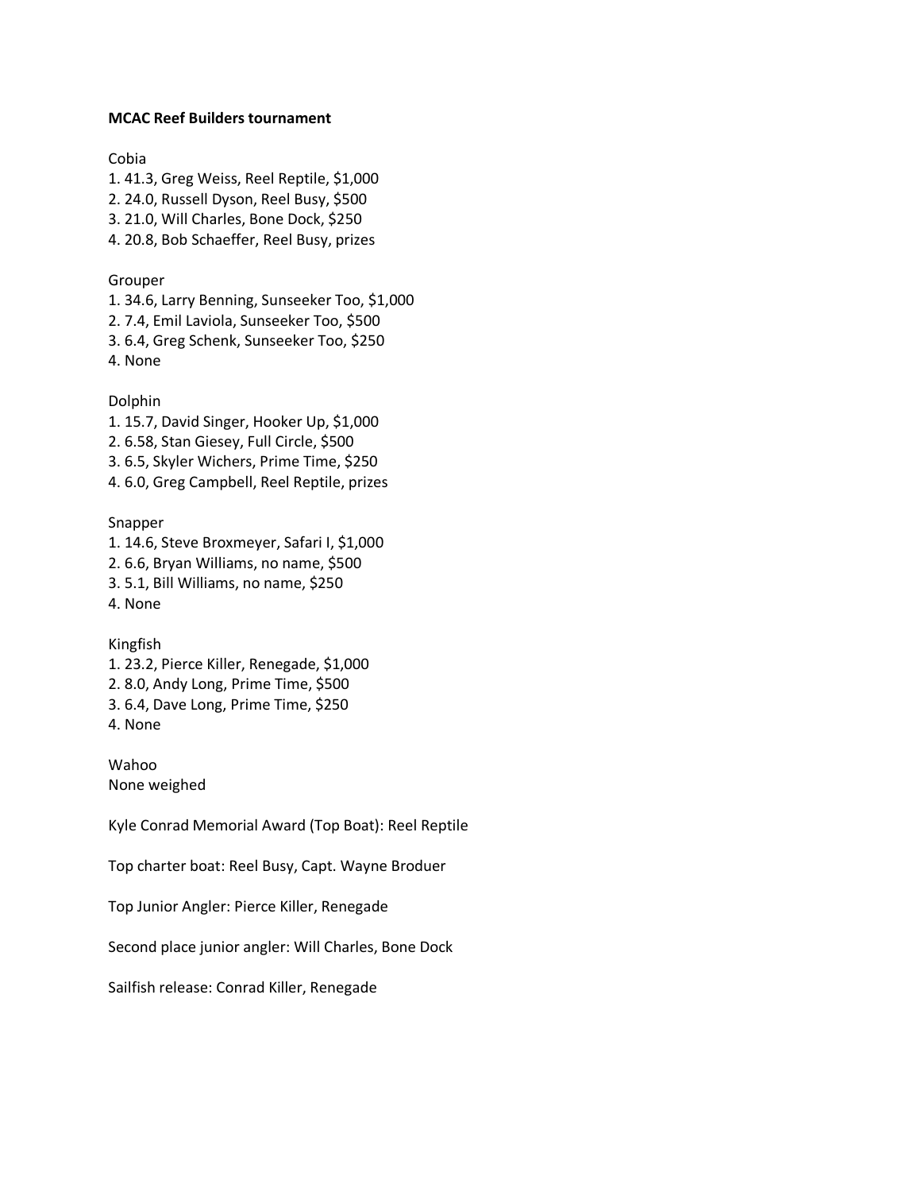**MCAC Reef Builders tournament**

Cobia

1. 41.3, Greg Weiss, Reel Reptile, $1,000
2. 24.0, Russell Dyson, Reel Busy, $500
3. 21.0, Will Charles, Bone Dock, $250
4. 20.8, Bob Schaeffer, Reel Busy, prizes

Grouper

1. 34.6, Larry Benning, Sunseeker Too, $1,000
2. 7.4, Emil Laviola, Sunseeker Too, $500
3. 6.4, Greg Schenk, Sunseeker Too, $250
4. None

Dolphin

1. 15.7, David Singer, Hooker Up, $1,000
2. 6.58, Stan Giesey, Full Circle, $500
3. 6.5, Skyler Wichers, Prime Time, $250
4. 6.0, Greg Campbell, Reel Reptile, prizes

Snapper

1. 14.6, Steve Broxmeyer, Safari I, $1,000
2. 6.6, Bryan Williams, no name, $500
3. 5.1, Bill Williams, no name, $250
4. None

Kingfish

1. 23.2, Pierce Killer, Renegade, $1,000
2. 8.0, Andy Long, Prime Time, $500
3. 6.4, Dave Long, Prime Time, $250
4. None

Wahoo

None weighed

Kyle Conrad Memorial Award (Top Boat): Reel Reptile

Top charter boat: Reel Busy, Capt. Wayne Broduer

Top Junior Angler: Pierce Killer, Renegade

Second place junior angler: Will Charles, Bone Dock

Sailfish release: Conrad Killer, Renegade